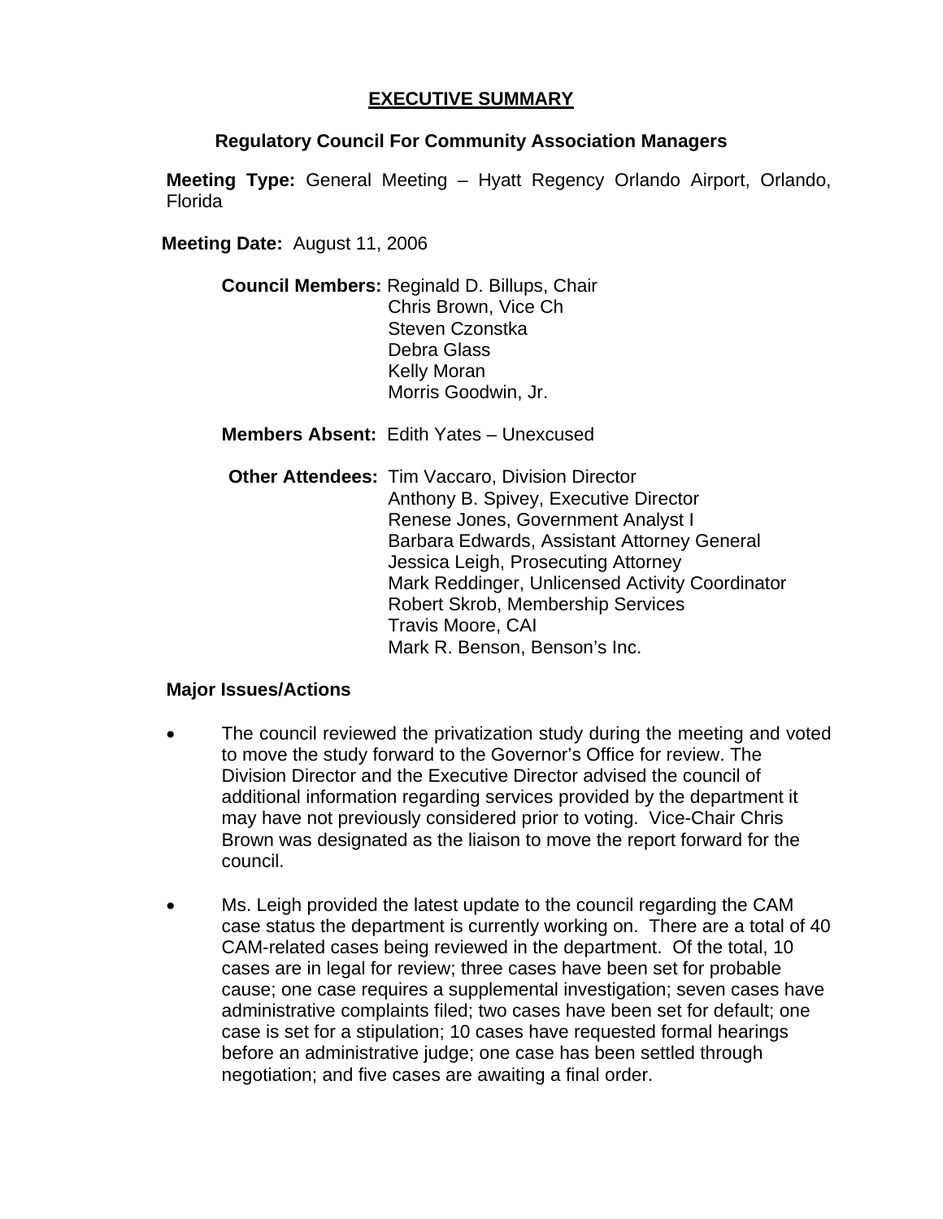# EXECUTIVE SUMMARY

## Regulatory Council For Community Association Managers

**Meeting Type:** General Meeting – Hyatt Regency Orlando Airport, Orlando, Florida

**Meeting Date:** August 11, 2006

**Council Members:** Reginald D. Billups, Chair
Chris Brown, Vice Ch
Steven Czonstka
Debra Glass
Kelly Moran
Morris Goodwin, Jr.

**Members Absent:** Edith Yates – Unexcused

**Other Attendees:** Tim Vaccaro, Division Director
Anthony B. Spivey, Executive Director
Renese Jones, Government Analyst I
Barbara Edwards, Assistant Attorney General
Jessica Leigh, Prosecuting Attorney
Mark Reddinger, Unlicensed Activity Coordinator
Robert Skrob, Membership Services
Travis Moore, CAI
Mark R. Benson, Benson's Inc.

**Major Issues/Actions**

- The council reviewed the privatization study during the meeting and voted to move the study forward to the Governor's Office for review. The Division Director and the Executive Director advised the council of additional information regarding services provided by the department it may have not previously considered prior to voting. Vice-Chair Chris Brown was designated as the liaison to move the report forward for the council.

- Ms. Leigh provided the latest update to the council regarding the CAM case status the department is currently working on. There are a total of 40 CAM-related cases being reviewed in the department. Of the total, 10 cases are in legal for review; three cases have been set for probable cause; one case requires a supplemental investigation; seven cases have administrative complaints filed; two cases have been set for default; one case is set for a stipulation; 10 cases have requested formal hearings before an administrative judge; one case has been settled through negotiation; and five cases are awaiting a final order.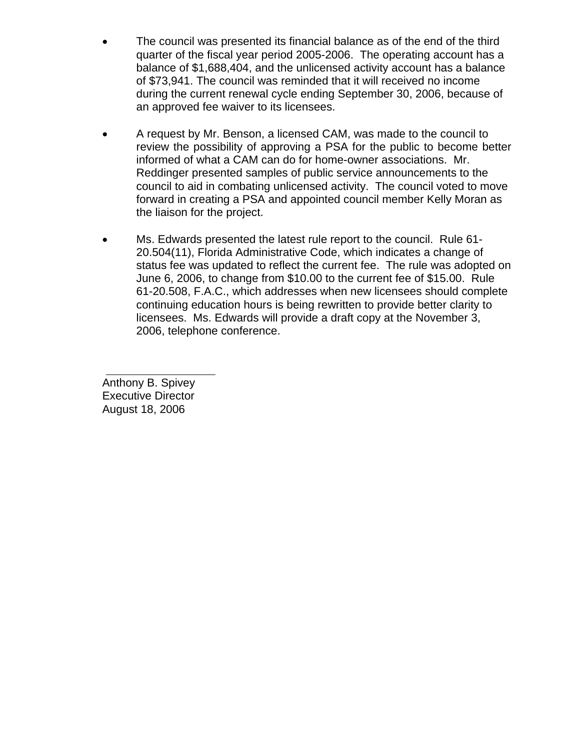- The council was presented its financial balance as of the end of the third quarter of the fiscal year period 2005-2006. The operating account has a balance of $1,688,404, and the unlicensed activity account has a balance of $73,941. The council was reminded that it will received no income during the current renewal cycle ending September 30, 2006, because of an approved fee waiver to its licensees.

- A request by Mr. Benson, a licensed CAM, was made to the council to review the possibility of approving a PSA for the public to become better informed of what a CAM can do for home-owner associations. Mr. Reddinger presented samples of public service announcements to the council to aid in combating unlicensed activity. The council voted to move forward in creating a PSA and appointed council member Kelly Moran as the liaison for the project.

- Ms. Edwards presented the latest rule report to the council. Rule 61-20.504(11), Florida Administrative Code, which indicates a change of status fee was updated to reflect the current fee. The rule was adopted on June 6, 2006, to change from $10.00 to the current fee of $15.00. Rule 61-20.508, F.A.C., which addresses when new licensees should complete continuing education hours is being rewritten to provide better clarity to licensees. Ms. Edwards will provide a draft copy at the November 3, 2006, telephone conference.

\_\_\_\_\_\_\_\_\_\_\_\_\_\_\_\_\_\_

Anthony B. Spivey
Executive Director
August 18, 2006